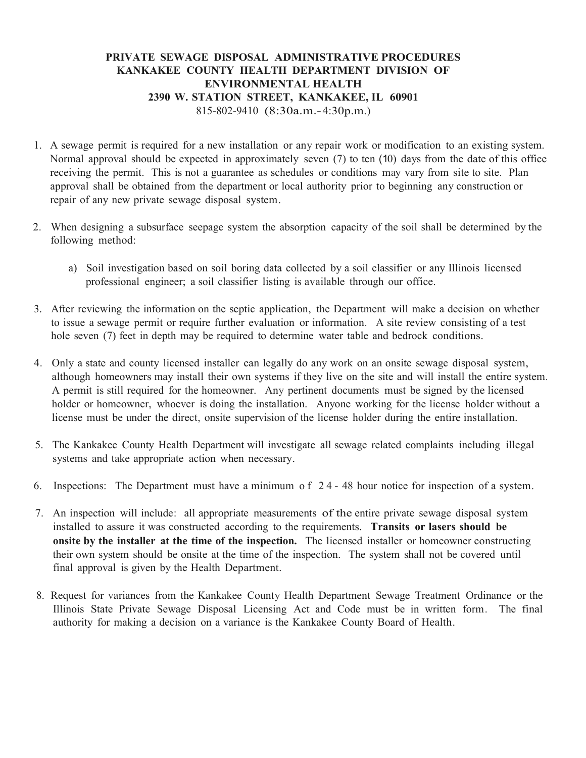**PRIVATE SEWAGE DISPOSAL ADMINISTRATIVE PROCEDURES**
**KANKAKEE COUNTY HEALTH DEPARTMENT DIVISION OF ENVIRONMENTAL HEALTH**
**2390 W. STATION STREET, KANKAKEE, IL 60901**
815-802-9410 (8:30a.m.-4:30p.m.)

1. A sewage permit is required for a new installation or any repair work or modification to an existing system. Normal approval should be expected in approximately seven (7) to ten (10) days from the date of this office receiving the permit. This is not a guarantee as schedules or conditions may vary from site to site. Plan approval shall be obtained from the department or local authority prior to beginning any construction or repair of any new private sewage disposal system.

2. When designing a subsurface seepage system the absorption capacity of the soil shall be determined by the following method:

   a) Soil investigation based on soil boring data collected by a soil classifier or any Illinois licensed professional engineer; a soil classifier listing is available through our office.

3. After reviewing the information on the septic application, the Department will make a decision on whether to issue a sewage permit or require further evaluation or information. A site review consisting of a test hole seven (7) feet in depth may be required to determine water table and bedrock conditions.

4. Only a state and county licensed installer can legally do any work on an onsite sewage disposal system, although homeowners may install their own systems if they live on the site and will install the entire system. A permit is still required for the homeowner. Any pertinent documents must be signed by the licensed holder or homeowner, whoever is doing the installation. Anyone working for the license holder without a license must be under the direct, onsite supervision of the license holder during the entire installation.

5. The Kankakee County Health Department will investigate all sewage related complaints including illegal systems and take appropriate action when necessary.

6. Inspections: The Department must have a minimum of 24 - 48 hour notice for inspection of a system.

7. An inspection will include: all appropriate measurements of the entire private sewage disposal system installed to assure it was constructed according to the requirements. **Transits or lasers should be onsite by the installer at the time of the inspection.** The licensed installer or homeowner constructing their own system should be onsite at the time of the inspection. The system shall not be covered until final approval is given by the Health Department.

8. Request for variances from the Kankakee County Health Department Sewage Treatment Ordinance or the Illinois State Private Sewage Disposal Licensing Act and Code must be in written form. The final authority for making a decision on a variance is the Kankakee County Board of Health.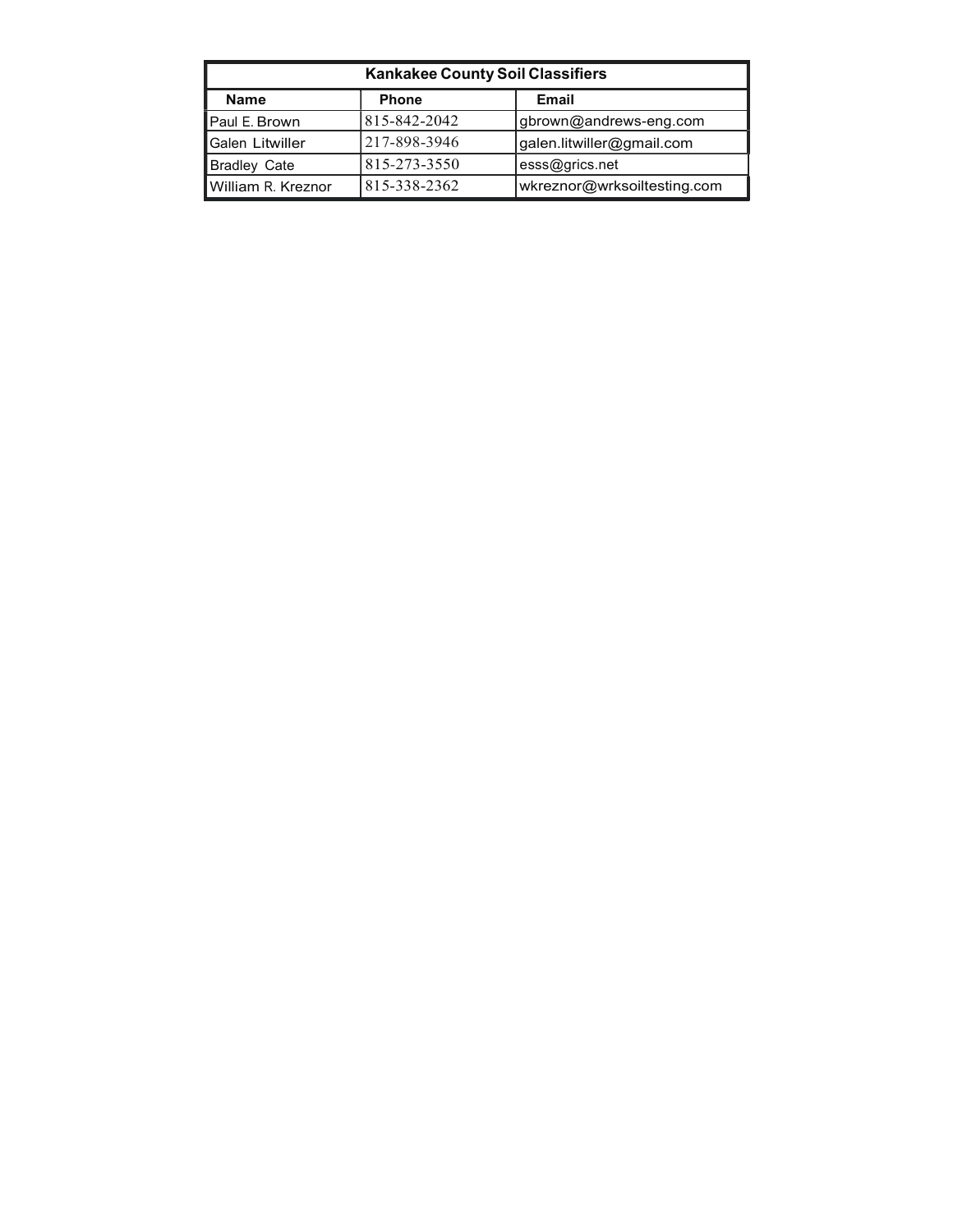| Kankakee County Soil Classifiers | | |
|---|---|---|
| **Name** | **Phone** | **Email** |
| Paul E. Brown | 815-842-2042 | gbrown@andrews-eng.com |
| Galen Litwiller | 217-898-3946 | galen.litwiller@gmail.com |
| Bradley Cate | 815-273-3550 | esss@grics.net |
| William R. Kreznor | 815-338-2362 | wkreznor@wrksoiltesting.com |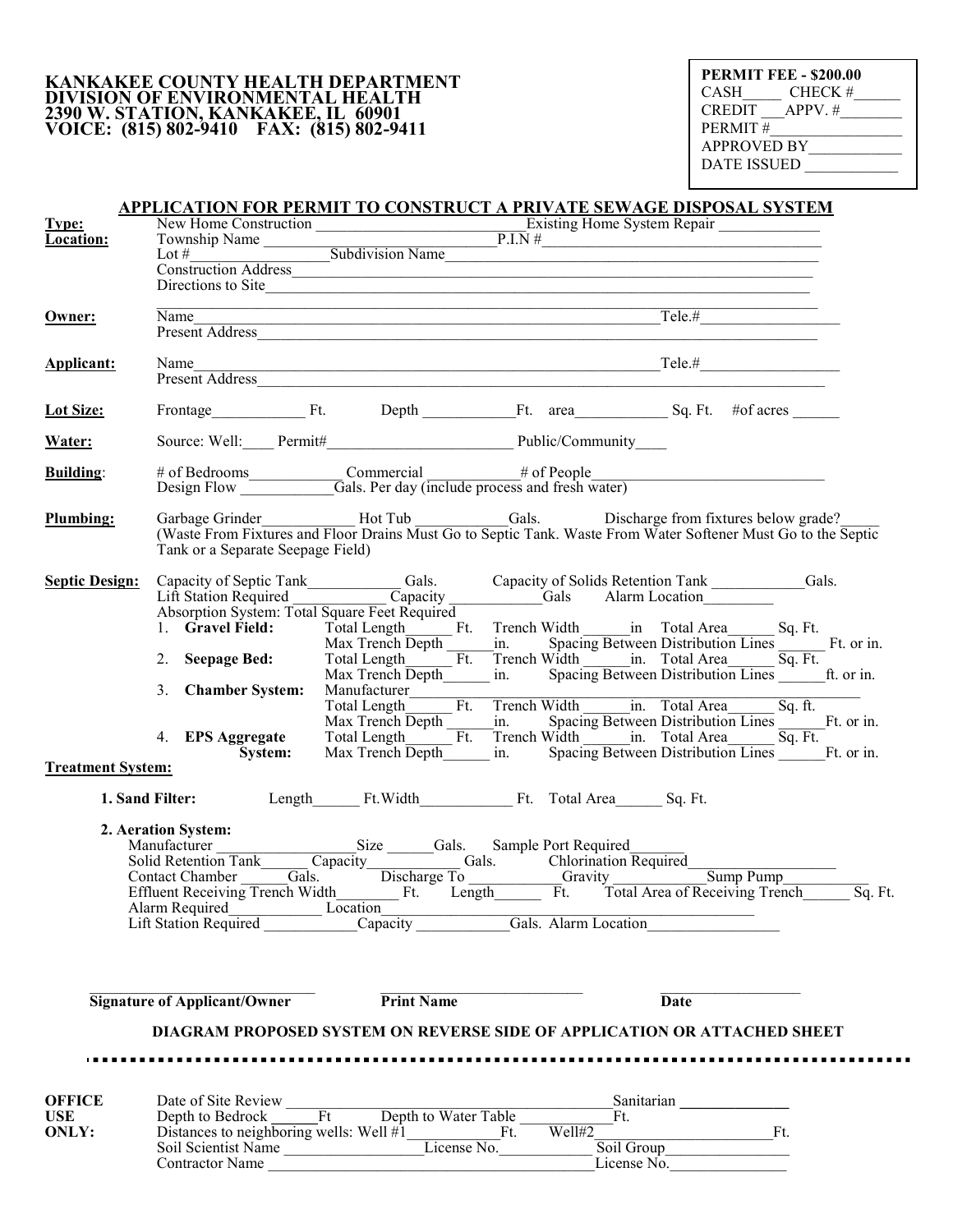**KANKAKEE COUNTY HEALTH DEPARTMENT**
**DIVISION OF ENVIRONMENTAL HEALTH**
**2390 W. STATION, KANKAKEE, IL 60901**
**VOICE: (815) 802-9410 FAX: (815) 802-9411**

**PERMIT FEE - $200.00**
CASH_____ CHECK #______
CREDIT ___APPV. #________
PERMIT #_________________
APPROVED BY____________
DATE ISSUED ____________

## APPLICATION FOR PERMIT TO CONSTRUCT A PRIVATE SEWAGE DISPOSAL SYSTEM

**Type:** New Home Construction ____________________________ Existing Home System Repair _____________

**Location:** Township Name ______________________ P.I.N #______________________________________
Lot #________________ Subdivision Name__________________________________________________
Construction Address________________________________________________________________
Directions to Site__________________________________________________________________
___________________________________________________________________________________

**Owner:** Name_____________________________________________________________ Tele.#__________________
Present Address_____________________________________________________________________

**Applicant:** Name_____________________________________________________________ Tele.#__________________
Present Address_____________________________________________________________________

**Lot Size:** Frontage____________ Ft. Depth ____________Ft. area____________ Sq. Ft. #of acres ______

**Water:** Source: Well:____ Permit#________________________ Public/Community____

**Building:** # of Bedrooms____________ Commercial ___________# of People______________________________
Design Flow ____________Gals. Per day (include process and fresh water)

**Plumbing:** Garbage Grinder____________ Hot Tub ____________Gals. Discharge from fixtures below grade?_____
(Waste From Fixtures and Floor Drains Must Go to Septic Tank. Waste From Water Softener Must Go to the Septic Tank or a Separate Seepage Field)

**Septic Design:** Capacity of Septic Tank____________ Gals. Capacity of Solids Retention Tank ____________Gals.
Lift Station Required ____________ Capacity ____________Gals Alarm Location_________
Absorption System: Total Square Feet Required

1. **Gravel Field:** Total Length______ Ft. Trench Width ______in Total Area______ Sq. Ft.
   Max Trench Depth ______in. Spacing Between Distribution Lines ______ Ft. or in.
2. **Seepage Bed:** Total Length______ Ft. Trench Width ______in. Total Area______ Sq. Ft.
   Max Trench Depth______ in. Spacing Between Distribution Lines ______ft. or in.
3. **Chamber System:** Manufacturer______________________________________________________
   Total Length______ Ft. Trench Width ______in. Total Area______ Sq. ft.
   Max Trench Depth ______in. Spacing Between Distribution Lines ______Ft. or in.
4. **EPS Aggregate System:** Total Length______ Ft. Trench Width ______in. Total Area______ Sq. Ft.
   Max Trench Depth______ in. Spacing Between Distribution Lines ______Ft. or in.

**Treatment System:**

**1. Sand Filter:** Length______ Ft.Width____________ Ft. Total Area______ Sq. Ft.

**2. Aeration System:**
Manufacturer __________________Size ______Gals. Sample Port Required_______
Solid Retention Tank______ Capacity____________Gals. Chlorination Required____________________
Contact Chamber ______Gals. Discharge To ____________Gravity ____________Sump Pump__________
Effluent Receiving Trench Width________ Ft. Length______ Ft. Total Area of Receiving Trench______ Sq. Ft.
Alarm Required____________ Location___________________________________________________
Lift Station Required ____________Capacity ____________Gals. Alarm Location_________________

______________________________ ___________________________ __________________
**Signature of Applicant/Owner** **Print Name** **Date**

**DIAGRAM PROPOSED SYSTEM ON REVERSE SIDE OF APPLICATION OR ATTACHED SHEET**

**OFFICE USE ONLY:**
Date of Site Review ___________________________________________ Sanitarian ______________
Depth to Bedrock ______Ft Depth to Water Table ____________Ft.
Distances to neighboring wells: Well #1____________Ft. Well#2______________________Ft.
Soil Scientist Name __________________License No.___________ Soil Group________________
Contractor Name __________________________________________License No.________________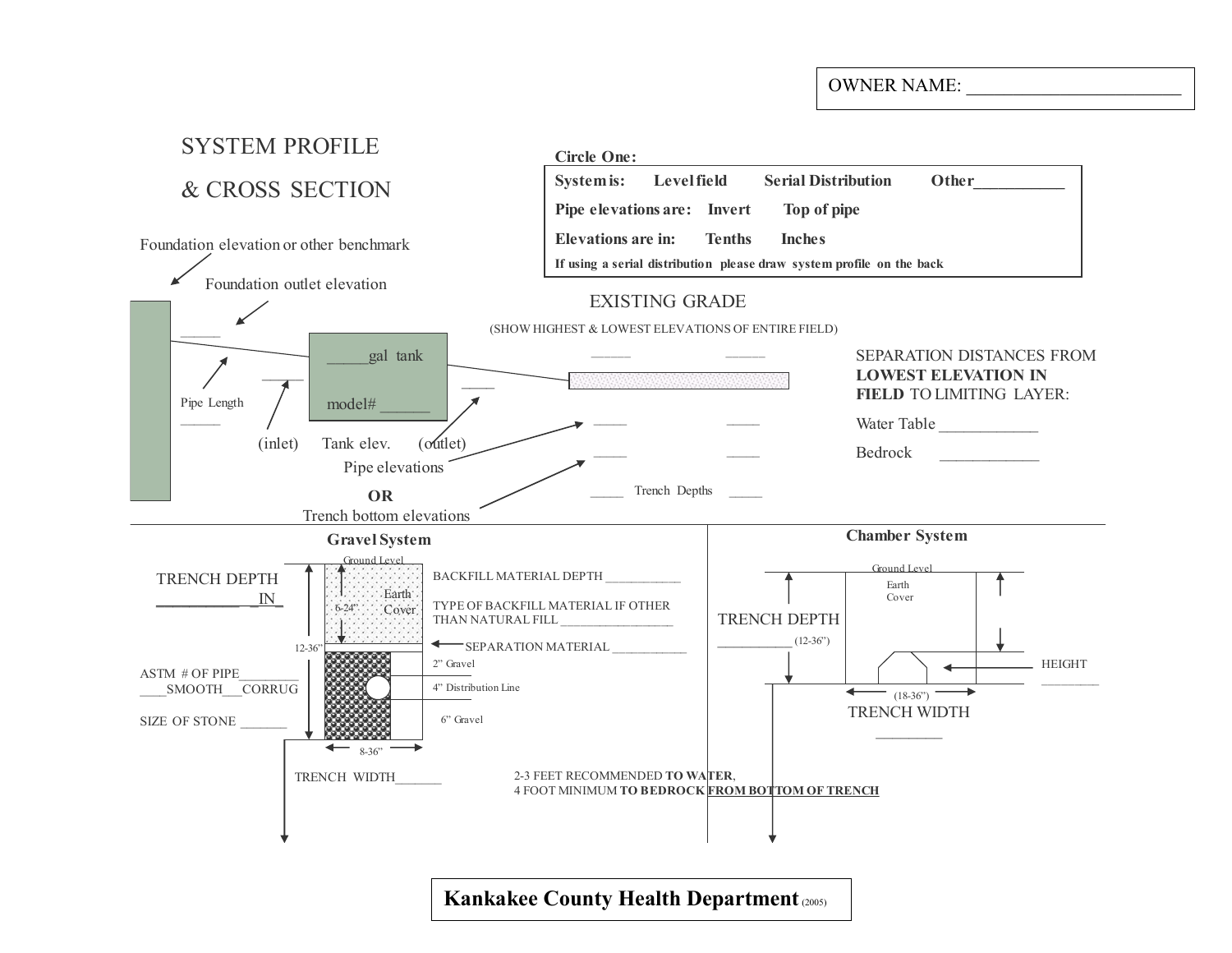OWNER NAME: ________________________

# SYSTEM PROFILE
# & CROSS SECTION

**Circle One:**

**System is:** **Level field** **Serial Distribution** **Other___________**

**Pipe elevations are:** **Invert** **Top of pipe**

**Elevations are in:** **Tenths** **Inches**

**If using a serial distribution please draw system profile on the back**

Foundation elevation or other benchmark

Foundation outlet elevation

_____

Pipe Length

_____

_____

_____gal tank

model# ______

_____

(inlet) Tank elev. (outlet)

Pipe elevations

**OR**

Trench bottom elevations

EXISTING GRADE

(SHOW HIGHEST & LOWEST ELEVATIONS OF ENTIRE FIELD)

_____ _____

_____ _____

_____ _____

_____ Trench Depths _____

SEPARATION DISTANCES FROM **LOWEST ELEVATION IN FIELD** TO LIMITING LAYER:

Water Table ____________

Bedrock ____________

## Gravel System

Ground Level

Earth Cover

6-24"

12-36"

TRENCH DEPTH

__________ _IN_

BACKFILL MATERIAL DEPTH ___________

TYPE OF BACKFILL MATERIAL IF OTHER THAN NATURAL FILL ________________

SEPARATION MATERIAL ___________

2" Gravel

4" Distribution Line

6" Gravel

ASTM # OF PIPE_________

____SMOOTH___CORRUG

SIZE OF STONE _______

8-36"

TRENCH WIDTH_______

2-3 FEET RECOMMENDED **TO WATER**,
4 FOOT MINIMUM **TO BEDROCK FROM BOTTOM OF TRENCH**

## Chamber System

Ground Level

Earth Cover

TRENCH DEPTH

__________ (12-36")

HEIGHT

________

(18-36")

TRENCH WIDTH

________

**Kankakee County Health Department** (2005)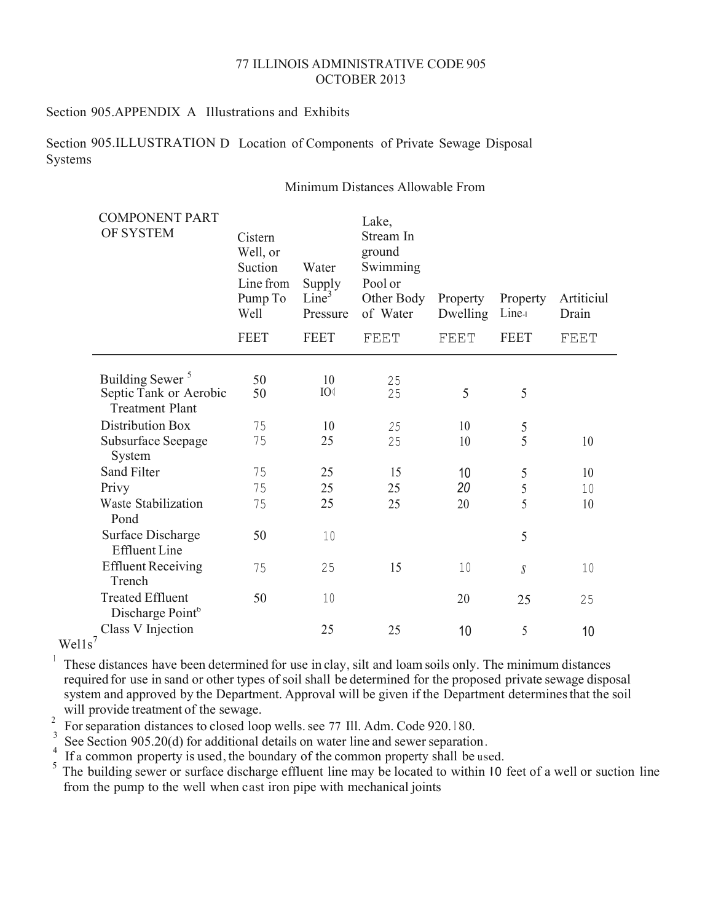77 ILLINOIS ADMINISTRATIVE CODE 905
OCTOBER 2013

Section 905.APPENDIX A Illustrations and Exhibits

Section 905.ILLUSTRATION D Location of Components of Private Sewage Disposal Systems

| COMPONENT PART OF SYSTEM | Minimum Distances Allowable From | | | | | |
|---|---|---|---|---|---|---|
| | Cistern Well, or Suction Line from Pump To Well | Water Supply Line[3] Pressure | Lake, Stream In ground Swimming Pool or Other Body of Water | Property Dwelling | Property Line[4] | Artiticiul Drain |
| | FEET | FEET | FEET | FEET | FEET | FEET |
| Building Sewer [5] | 50 | 10 | 25 | | | |
| Septic Tank or Aerobic Treatment Plant | 50 | IO | 25 | 5 | 5 | |
| Distribution Box | 75 | 10 | 25 | 10 | 5 | |
| Subsurface Seepage System | 75 | 25 | 25 | 10 | 5 | 10 |
| Sand Filter | 75 | 25 | 15 | 10 | 5 | 10 |
| Privy | 75 | 25 | 25 | 20 | 5 | 10 |
| Waste Stabilization Pond | 75 | 25 | 25 | 20 | 5 | 10 |
| Surface Discharge Effluent Line | 50 | 10 | | | 5 | |
| Effluent Receiving Trench | 75 | 25 | 15 | 10 | 5 | 10 |
| Treated Effluent Discharge Point[6] | 50 | 10 | | 20 | 25 | 25 |
| Class V Injection Wells[7] | | 25 | 25 | 10 | 5 | 10 |

[1] These distances have been determined for use in clay, silt and loam soils only. The minimum distances required for use in sand or other types of soil shall be determined for the proposed private sewage disposal system and approved by the Department. Approval will be given if the Department determines that the soil will provide treatment of the sewage.

[2] For separation distances to closed loop wells. see 77 Ill. Adm. Code 920.180.

[3] See Section 905.20(d) for additional details on water line and sewer separation.

[4] If a common property is used, the boundary of the common property shall be used.

[5] The building sewer or surface discharge effluent line may be located to within 10 feet of a well or suction line from the pump to the well when cast iron pipe with mechanical joints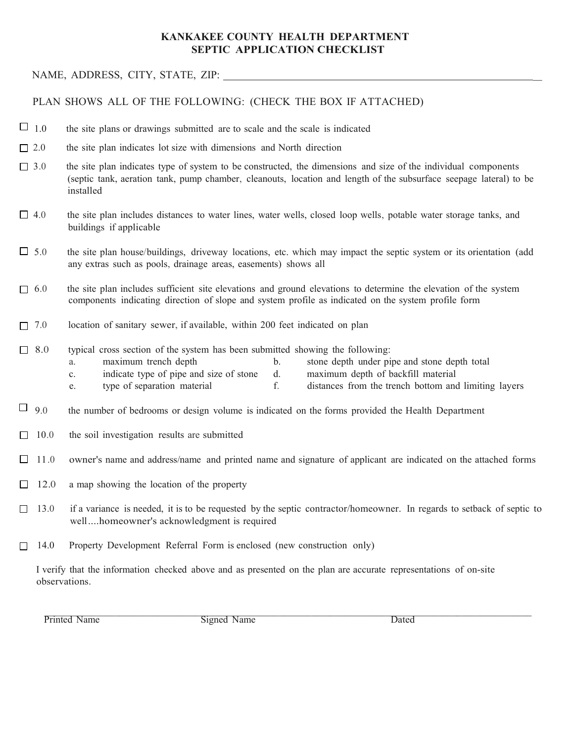# KANKAKEE COUNTY HEALTH DEPARTMENT
## SEPTIC APPLICATION CHECKLIST

NAME, ADDRESS, CITY, STATE, ZIP: ___________________________________________

PLAN SHOWS ALL OF THE FOLLOWING: (CHECK THE BOX IF ATTACHED)

- ☐ 1.0 the site plans or drawings submitted are to scale and the scale is indicated
- ☐ 2.0 the site plan indicates lot size with dimensions and North direction
- ☐ 3.0 the site plan indicates type of system to be constructed, the dimensions and size of the individual components (septic tank, aeration tank, pump chamber, cleanouts, location and length of the subsurface seepage lateral) to be installed
- ☐ 4.0 the site plan includes distances to water lines, water wells, closed loop wells, potable water storage tanks, and buildings if applicable
- ☐ 5.0 the site plan house/buildings, driveway locations, etc. which may impact the septic system or its orientation (add any extras such as pools, drainage areas, easements) shows all
- ☐ 6.0 the site plan includes sufficient site elevations and ground elevations to determine the elevation of the system components indicating direction of slope and system profile as indicated on the system profile form
- ☐ 7.0 location of sanitary sewer, if available, within 200 feet indicated on plan
- ☐ 8.0 typical cross section of the system has been submitted showing the following:
  - a. maximum trench depth
  - b. stone depth under pipe and stone depth total
  - c. indicate type of pipe and size of stone
  - d. maximum depth of backfill material
  - e. type of separation material
  - f. distances from the trench bottom and limiting layers
- ☐ 9.0 the number of bedrooms or design volume is indicated on the forms provided the Health Department
- ☐ 10.0 the soil investigation results are submitted
- ☐ 11.0 owner's name and address/name and printed name and signature of applicant are indicated on the attached forms
- ☐ 12.0 a map showing the location of the property
- ☐ 13.0 if a variance is needed, it is to be requested by the septic contractor/homeowner. In regards to setback of septic to well....homeowner's acknowledgment is required
- ☐ 14.0 Property Development Referral Form is enclosed (new construction only)

I verify that the information checked above and as presented on the plan are accurate representations of on-site observations.

_______________________________________________________________

Printed Name                    Signed Name                    Dated